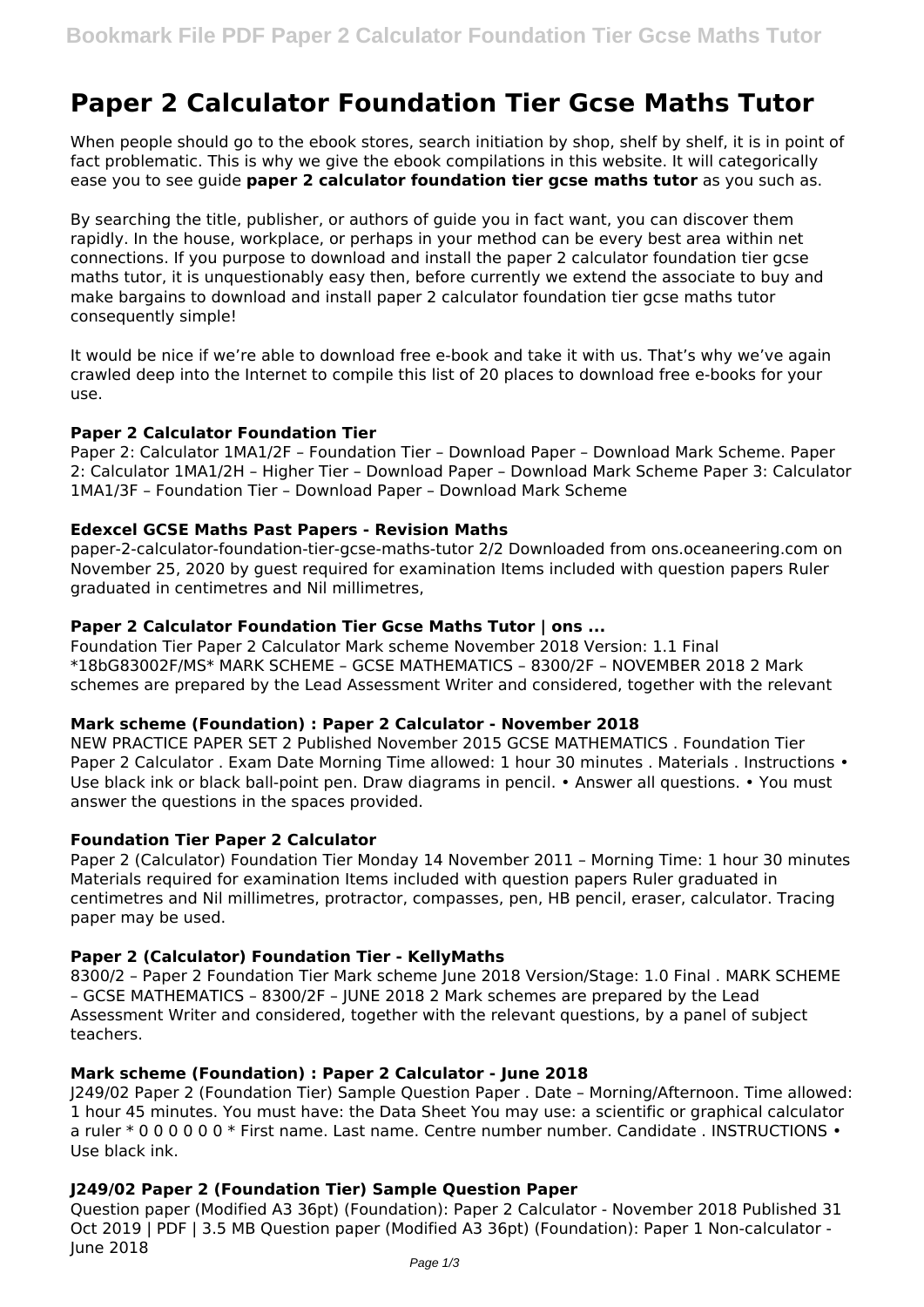# Paper 2 Calculator Foundation Tier Gcse Maths Tutor

When people should go to the ebook stores, search initiation by shop, shelf by shelf, it is in point of fact problematic. This is why we give the ebook compilations in this website. It will categorically ease you to see guide **paper 2 calculator foundation tier gcse maths tutor** as you such as.

By searching the title, publisher, or authors of guide you in fact want, you can discover them rapidly. In the house, workplace, or perhaps in your method can be every best area within net connections. If you purpose to download and install the paper 2 calculator foundation tier gcse maths tutor, it is unquestionably easy then, before currently we extend the associate to buy and make bargains to download and install paper 2 calculator foundation tier gcse maths tutor consequently simple!

It would be nice if we're able to download free e-book and take it with us. That's why we've again crawled deep into the Internet to compile this list of 20 places to download free e-books for your use.

### Paper 2 Calculator Foundation Tier

Paper 2: Calculator 1MA1/2F – Foundation Tier – Download Paper – Download Mark Scheme. Paper 2: Calculator 1MA1/2H – Higher Tier – Download Paper – Download Mark Scheme Paper 3: Calculator 1MA1/3F – Foundation Tier – Download Paper – Download Mark Scheme

### Edexcel GCSE Maths Past Papers - Revision Maths

paper-2-calculator-foundation-tier-gcse-maths-tutor 2/2 Downloaded from ons.oceaneering.com on November 25, 2020 by guest required for examination Items included with question papers Ruler graduated in centimetres and Nil millimetres,

### Paper 2 Calculator Foundation Tier Gcse Maths Tutor | ons ...

Foundation Tier Paper 2 Calculator Mark scheme November 2018 Version: 1.1 Final *18bG83002F/MS* MARK SCHEME – GCSE MATHEMATICS – 8300/2F – NOVEMBER 2018 2 Mark schemes are prepared by the Lead Assessment Writer and considered, together with the relevant

### Mark scheme (Foundation) : Paper 2 Calculator - November 2018

NEW PRACTICE PAPER SET 2 Published November 2015 GCSE MATHEMATICS . Foundation Tier Paper 2 Calculator . Exam Date Morning Time allowed: 1 hour 30 minutes . Materials . Instructions • Use black ink or black ball-point pen. Draw diagrams in pencil. • Answer all questions. • You must answer the questions in the spaces provided.

### Foundation Tier Paper 2 Calculator

Paper 2 (Calculator) Foundation Tier Monday 14 November 2011 – Morning Time: 1 hour 30 minutes Materials required for examination Items included with question papers Ruler graduated in centimetres and Nil millimetres, protractor, compasses, pen, HB pencil, eraser, calculator. Tracing paper may be used.

### Paper 2 (Calculator) Foundation Tier - KellyMaths

8300/2 – Paper 2 Foundation Tier Mark scheme June 2018 Version/Stage: 1.0 Final . MARK SCHEME – GCSE MATHEMATICS – 8300/2F – JUNE 2018 2 Mark schemes are prepared by the Lead Assessment Writer and considered, together with the relevant questions, by a panel of subject teachers.

### Mark scheme (Foundation) : Paper 2 Calculator - June 2018

J249/02 Paper 2 (Foundation Tier) Sample Question Paper . Date – Morning/Afternoon. Time allowed: 1 hour 45 minutes. You must have: the Data Sheet You may use: a scientific or graphical calculator a ruler * 0 0 0 0 0 0 * First name. Last name. Centre number number. Candidate . INSTRUCTIONS • Use black ink.

### J249/02 Paper 2 (Foundation Tier) Sample Question Paper

Question paper (Modified A3 36pt) (Foundation): Paper 2 Calculator - November 2018 Published 31 Oct 2019 | PDF | 3.5 MB Question paper (Modified A3 36pt) (Foundation): Paper 1 Non-calculator - June 2018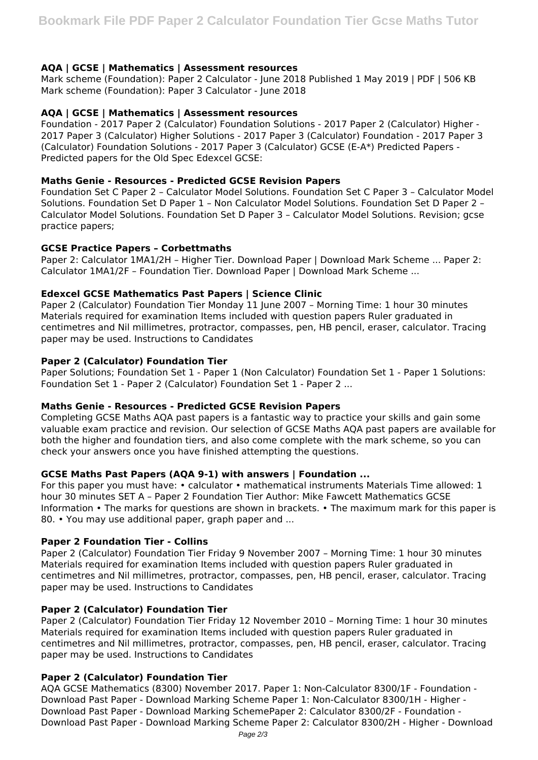### AQA | GCSE | Mathematics | Assessment resources

Mark scheme (Foundation): Paper 2 Calculator - June 2018 Published 1 May 2019 | PDF | 506 KB Mark scheme (Foundation): Paper 3 Calculator - June 2018

### AQA | GCSE | Mathematics | Assessment resources

Foundation - 2017 Paper 2 (Calculator) Foundation Solutions - 2017 Paper 2 (Calculator) Higher - 2017 Paper 3 (Calculator) Higher Solutions - 2017 Paper 3 (Calculator) Foundation - 2017 Paper 3 (Calculator) Foundation Solutions - 2017 Paper 3 (Calculator) GCSE (E-A*) Predicted Papers - Predicted papers for the Old Spec Edexcel GCSE:

### Maths Genie - Resources - Predicted GCSE Revision Papers

Foundation Set C Paper 2 – Calculator Model Solutions. Foundation Set C Paper 3 – Calculator Model Solutions. Foundation Set D Paper 1 – Non Calculator Model Solutions. Foundation Set D Paper 2 – Calculator Model Solutions. Foundation Set D Paper 3 – Calculator Model Solutions. Revision; gcse practice papers;

### GCSE Practice Papers – Corbettmaths

Paper 2: Calculator 1MA1/2H – Higher Tier. Download Paper | Download Mark Scheme ... Paper 2: Calculator 1MA1/2F – Foundation Tier. Download Paper | Download Mark Scheme ...

### Edexcel GCSE Mathematics Past Papers | Science Clinic

Paper 2 (Calculator) Foundation Tier Monday 11 June 2007 – Morning Time: 1 hour 30 minutes Materials required for examination Items included with question papers Ruler graduated in centimetres and Nil millimetres, protractor, compasses, pen, HB pencil, eraser, calculator. Tracing paper may be used. Instructions to Candidates

### Paper 2 (Calculator) Foundation Tier

Paper Solutions; Foundation Set 1 - Paper 1 (Non Calculator) Foundation Set 1 - Paper 1 Solutions: Foundation Set 1 - Paper 2 (Calculator) Foundation Set 1 - Paper 2 ...

### Maths Genie - Resources - Predicted GCSE Revision Papers

Completing GCSE Maths AQA past papers is a fantastic way to practice your skills and gain some valuable exam practice and revision. Our selection of GCSE Maths AQA past papers are available for both the higher and foundation tiers, and also come complete with the mark scheme, so you can check your answers once you have finished attempting the questions.

### GCSE Maths Past Papers (AQA 9-1) with answers | Foundation ...

For this paper you must have: • calculator • mathematical instruments Materials Time allowed: 1 hour 30 minutes SET A – Paper 2 Foundation Tier Author: Mike Fawcett Mathematics GCSE Information • The marks for questions are shown in brackets. • The maximum mark for this paper is 80. • You may use additional paper, graph paper and ...

### Paper 2 Foundation Tier - Collins

Paper 2 (Calculator) Foundation Tier Friday 9 November 2007 – Morning Time: 1 hour 30 minutes Materials required for examination Items included with question papers Ruler graduated in centimetres and Nil millimetres, protractor, compasses, pen, HB pencil, eraser, calculator. Tracing paper may be used. Instructions to Candidates

### Paper 2 (Calculator) Foundation Tier

Paper 2 (Calculator) Foundation Tier Friday 12 November 2010 – Morning Time: 1 hour 30 minutes Materials required for examination Items included with question papers Ruler graduated in centimetres and Nil millimetres, protractor, compasses, pen, HB pencil, eraser, calculator. Tracing paper may be used. Instructions to Candidates

### Paper 2 (Calculator) Foundation Tier

AQA GCSE Mathematics (8300) November 2017. Paper 1: Non-Calculator 8300/1F - Foundation - Download Past Paper - Download Marking Scheme Paper 1: Non-Calculator 8300/1H - Higher - Download Past Paper - Download Marking SchemePaper 2: Calculator 8300/2F - Foundation - Download Past Paper - Download Marking Scheme Paper 2: Calculator 8300/2H - Higher - Download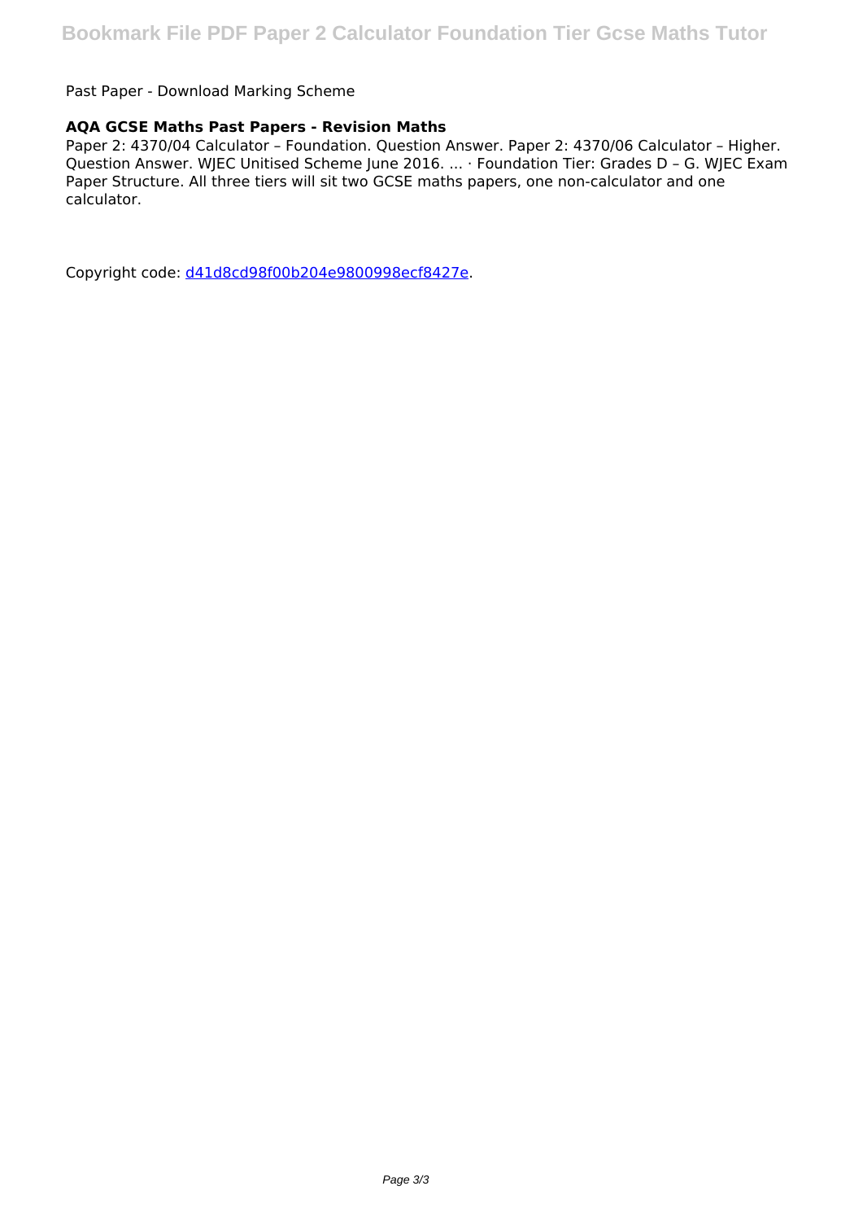Past Paper - Download Marking Scheme

**AQA GCSE Maths Past Papers - Revision Maths**

Paper 2: 4370/04 Calculator – Foundation. Question Answer. Paper 2: 4370/06 Calculator – Higher. Question Answer. WJEC Unitised Scheme June 2016. ... · Foundation Tier: Grades D – G. WJEC Exam Paper Structure. All three tiers will sit two GCSE maths papers, one non-calculator and one calculator.

Copyright code: d41d8cd98f00b204e9800998ecf8427e.